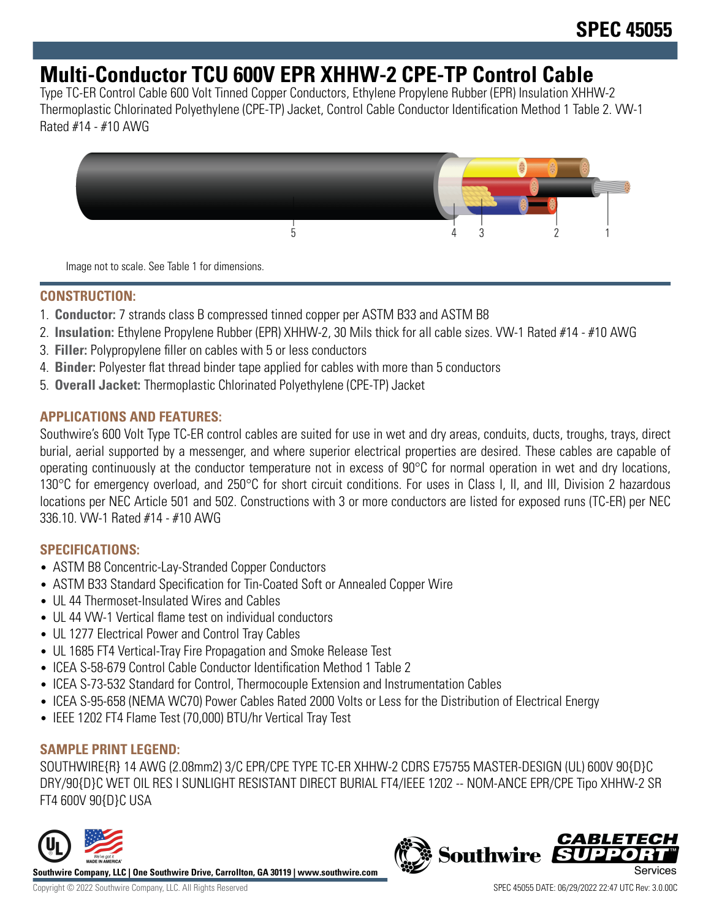# SPEC 45055

# Multi-Conductor TCU 600V EPR XHHW-2 CPE-TP Control Cable

Type TC-ER Control Cable 600 Volt Tinned Copper Conductors, Ethylene Propylene Rubber (EPR) Insulation XHHW-2 Thermoplastic Chlorinated Polyethylene (CPE-TP) Jacket, Control Cable Conductor Identification Method 1 Table 2. VW-1 Rated #14 - #10 AWG

Image not to scale. See Table 1 for dimensions.

## CONSTRUCTION:

1. **Conductor:** 7 strands class B compressed tinned copper per ASTM B33 and ASTM B8
2. **Insulation:** Ethylene Propylene Rubber (EPR) XHHW-2, 30 Mils thick for all cable sizes. VW-1 Rated #14 - #10 AWG
3. **Filler:** Polypropylene filler on cables with 5 or less conductors
4. **Binder:** Polyester flat thread binder tape applied for cables with more than 5 conductors
5. **Overall Jacket:** Thermoplastic Chlorinated Polyethylene (CPE-TP) Jacket

## APPLICATIONS AND FEATURES:

Southwire's 600 Volt Type TC-ER control cables are suited for use in wet and dry areas, conduits, ducts, troughs, trays, direct burial, aerial supported by a messenger, and where superior electrical properties are desired. These cables are capable of operating continuously at the conductor temperature not in excess of 90°C for normal operation in wet and dry locations, 130°C for emergency overload, and 250°C for short circuit conditions. For uses in Class I, II, and III, Division 2 hazardous locations per NEC Article 501 and 502. Constructions with 3 or more conductors are listed for exposed runs (TC-ER) per NEC 336.10. VW-1 Rated #14 - #10 AWG

## SPECIFICATIONS:

- ASTM B8 Concentric-Lay-Stranded Copper Conductors
- ASTM B33 Standard Specification for Tin-Coated Soft or Annealed Copper Wire
- UL 44 Thermoset-Insulated Wires and Cables
- UL 44 VW-1 Vertical flame test on individual conductors
- UL 1277 Electrical Power and Control Tray Cables
- UL 1685 FT4 Vertical-Tray Fire Propagation and Smoke Release Test
- ICEA S-58-679 Control Cable Conductor Identification Method 1 Table 2
- ICEA S-73-532 Standard for Control, Thermocouple Extension and Instrumentation Cables
- ICEA S-95-658 (NEMA WC70) Power Cables Rated 2000 Volts or Less for the Distribution of Electrical Energy
- IEEE 1202 FT4 Flame Test (70,000) BTU/hr Vertical Tray Test

## SAMPLE PRINT LEGEND:

SOUTHWIRE{R} 14 AWG (2.08mm2) 3/C EPR/CPE TYPE TC-ER XHHW-2 CDRS E75755 MASTER-DESIGN (UL) 600V 90{D}C DRY/90{D}C WET OIL RES I SUNLIGHT RESISTANT DIRECT BURIAL FT4/IEEE 1202 -- NOM-ANCE EPR/CPE Tipo XHHW-2 SR FT4 600V 90{D}C USA

**Southwire Company, LLC | One Southwire Drive, Carrollton, GA 30119 | www.southwire.com**

Copyright © 2022 Southwire Company, LLC. All Rights Reserved

SPEC 45055 DATE: 06/29/2022 22:47 UTC Rev: 3.0.00C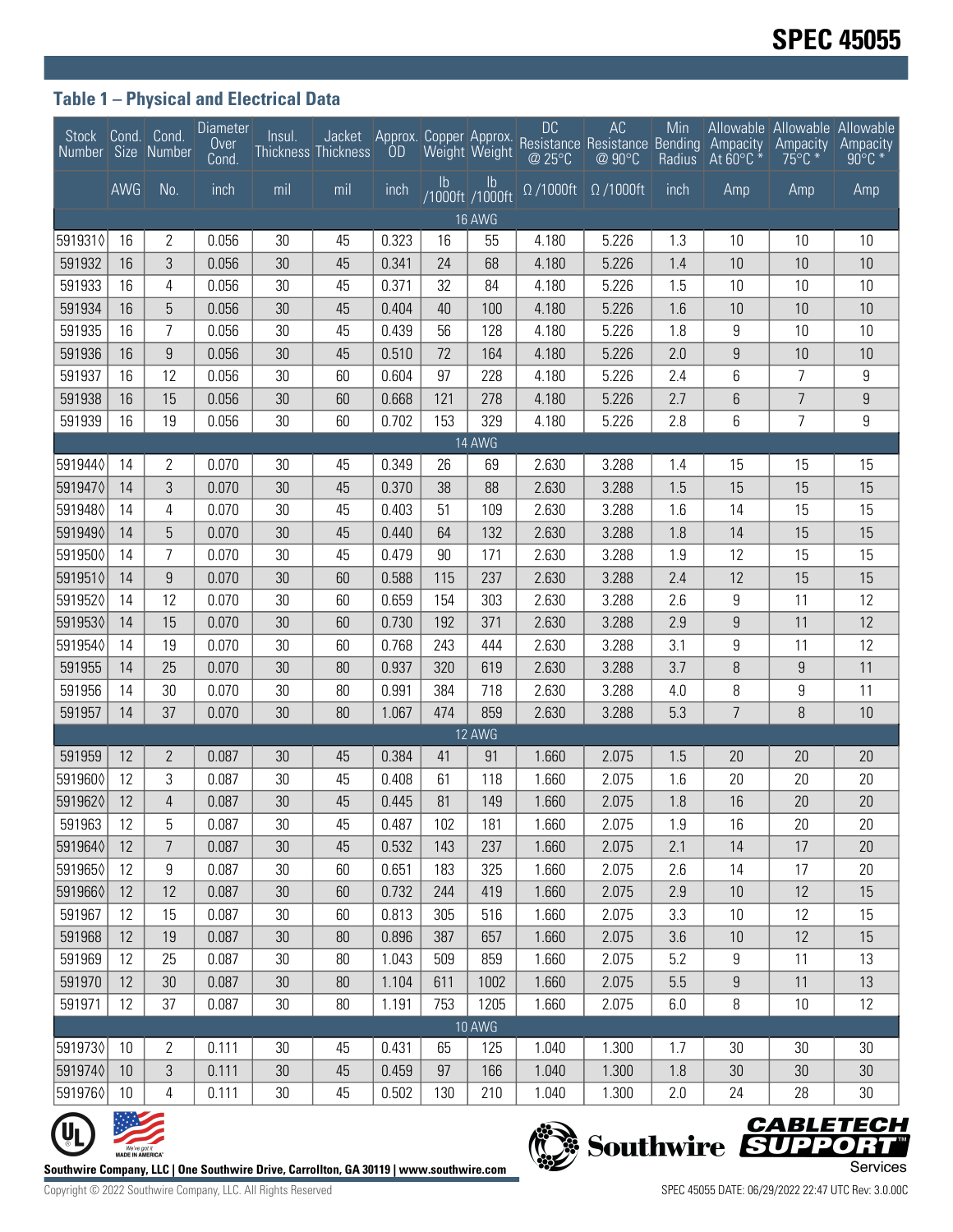### Table 1 – Physical and Electrical Data

| Stock Number | Cond. Size | Cond. Number | Diameter Over Cond. | Insul. Thickness | Jacket Thickness | Approx. OD | Copper Weight | Approx. Weight | DC Resistance @ 25°C | AC Resistance @ 90°C | Min Bending Radius | Allowable Ampacity At 60°C * | Allowable Ampacity 75°C * | Allowable Ampacity 90°C * |
|---|---|---|---|---|---|---|---|---|---|---|---|---|---|---|
| | AWG | No. | inch | mil | mil | inch | lb /1000ft | lb /1000ft | Ω /1000ft | Ω /1000ft | inch | Amp | Amp | Amp |
| 16 AWG | | | | | | | | | | | | | | |
| 591931◊ | 16 | 2 | 0.056 | 30 | 45 | 0.323 | 16 | 55 | 4.180 | 5.226 | 1.3 | 10 | 10 | 10 |
| 591932 | 16 | 3 | 0.056 | 30 | 45 | 0.341 | 24 | 68 | 4.180 | 5.226 | 1.4 | 10 | 10 | 10 |
| 591933 | 16 | 4 | 0.056 | 30 | 45 | 0.371 | 32 | 84 | 4.180 | 5.226 | 1.5 | 10 | 10 | 10 |
| 591934 | 16 | 5 | 0.056 | 30 | 45 | 0.404 | 40 | 100 | 4.180 | 5.226 | 1.6 | 10 | 10 | 10 |
| 591935 | 16 | 7 | 0.056 | 30 | 45 | 0.439 | 56 | 128 | 4.180 | 5.226 | 1.8 | 9 | 10 | 10 |
| 591936 | 16 | 9 | 0.056 | 30 | 45 | 0.510 | 72 | 164 | 4.180 | 5.226 | 2.0 | 9 | 10 | 10 |
| 591937 | 16 | 12 | 0.056 | 30 | 60 | 0.604 | 97 | 228 | 4.180 | 5.226 | 2.4 | 6 | 7 | 9 |
| 591938 | 16 | 15 | 0.056 | 30 | 60 | 0.668 | 121 | 278 | 4.180 | 5.226 | 2.7 | 6 | 7 | 9 |
| 591939 | 16 | 19 | 0.056 | 30 | 60 | 0.702 | 153 | 329 | 4.180 | 5.226 | 2.8 | 6 | 7 | 9 |
| 14 AWG | | | | | | | | | | | | | | |
| 591944◊ | 14 | 2 | 0.070 | 30 | 45 | 0.349 | 26 | 69 | 2.630 | 3.288 | 1.4 | 15 | 15 | 15 |
| 591947◊ | 14 | 3 | 0.070 | 30 | 45 | 0.370 | 38 | 88 | 2.630 | 3.288 | 1.5 | 15 | 15 | 15 |
| 591948◊ | 14 | 4 | 0.070 | 30 | 45 | 0.403 | 51 | 109 | 2.630 | 3.288 | 1.6 | 14 | 15 | 15 |
| 591949◊ | 14 | 5 | 0.070 | 30 | 45 | 0.440 | 64 | 132 | 2.630 | 3.288 | 1.8 | 14 | 15 | 15 |
| 591950◊ | 14 | 7 | 0.070 | 30 | 45 | 0.479 | 90 | 171 | 2.630 | 3.288 | 1.9 | 12 | 15 | 15 |
| 591951◊ | 14 | 9 | 0.070 | 30 | 60 | 0.588 | 115 | 237 | 2.630 | 3.288 | 2.4 | 12 | 15 | 15 |
| 591952◊ | 14 | 12 | 0.070 | 30 | 60 | 0.659 | 154 | 303 | 2.630 | 3.288 | 2.6 | 9 | 11 | 12 |
| 591953◊ | 14 | 15 | 0.070 | 30 | 60 | 0.730 | 192 | 371 | 2.630 | 3.288 | 2.9 | 9 | 11 | 12 |
| 591954◊ | 14 | 19 | 0.070 | 30 | 60 | 0.768 | 243 | 444 | 2.630 | 3.288 | 3.1 | 9 | 11 | 12 |
| 591955 | 14 | 25 | 0.070 | 30 | 80 | 0.937 | 320 | 619 | 2.630 | 3.288 | 3.7 | 8 | 9 | 11 |
| 591956 | 14 | 30 | 0.070 | 30 | 80 | 0.991 | 384 | 718 | 2.630 | 3.288 | 4.0 | 8 | 9 | 11 |
| 591957 | 14 | 37 | 0.070 | 30 | 80 | 1.067 | 474 | 859 | 2.630 | 3.288 | 5.3 | 7 | 8 | 10 |
| 12 AWG | | | | | | | | | | | | | | |
| 591959 | 12 | 2 | 0.087 | 30 | 45 | 0.384 | 41 | 91 | 1.660 | 2.075 | 1.5 | 20 | 20 | 20 |
| 591960◊ | 12 | 3 | 0.087 | 30 | 45 | 0.408 | 61 | 118 | 1.660 | 2.075 | 1.6 | 20 | 20 | 20 |
| 591962◊ | 12 | 4 | 0.087 | 30 | 45 | 0.445 | 81 | 149 | 1.660 | 2.075 | 1.8 | 16 | 20 | 20 |
| 591963 | 12 | 5 | 0.087 | 30 | 45 | 0.487 | 102 | 181 | 1.660 | 2.075 | 1.9 | 16 | 20 | 20 |
| 591964◊ | 12 | 7 | 0.087 | 30 | 45 | 0.532 | 143 | 237 | 1.660 | 2.075 | 2.1 | 14 | 17 | 20 |
| 591965◊ | 12 | 9 | 0.087 | 30 | 60 | 0.651 | 183 | 325 | 1.660 | 2.075 | 2.6 | 14 | 17 | 20 |
| 591966◊ | 12 | 12 | 0.087 | 30 | 60 | 0.732 | 244 | 419 | 1.660 | 2.075 | 2.9 | 10 | 12 | 15 |
| 591967 | 12 | 15 | 0.087 | 30 | 60 | 0.813 | 305 | 516 | 1.660 | 2.075 | 3.3 | 10 | 12 | 15 |
| 591968 | 12 | 19 | 0.087 | 30 | 80 | 0.896 | 387 | 657 | 1.660 | 2.075 | 3.6 | 10 | 12 | 15 |
| 591969 | 12 | 25 | 0.087 | 30 | 80 | 1.043 | 509 | 859 | 1.660 | 2.075 | 5.2 | 9 | 11 | 13 |
| 591970 | 12 | 30 | 0.087 | 30 | 80 | 1.104 | 611 | 1002 | 1.660 | 2.075 | 5.5 | 9 | 11 | 13 |
| 591971 | 12 | 37 | 0.087 | 30 | 80 | 1.191 | 753 | 1205 | 1.660 | 2.075 | 6.0 | 8 | 10 | 12 |
| 10 AWG | | | | | | | | | | | | | | |
| 591973◊ | 10 | 2 | 0.111 | 30 | 45 | 0.431 | 65 | 125 | 1.040 | 1.300 | 1.7 | 30 | 30 | 30 |
| 591974◊ | 10 | 3 | 0.111 | 30 | 45 | 0.459 | 97 | 166 | 1.040 | 1.300 | 1.8 | 30 | 30 | 30 |
| 591976◊ | 10 | 4 | 0.111 | 30 | 45 | 0.502 | 130 | 210 | 1.040 | 1.300 | 2.0 | 24 | 28 | 30 |

Southwire Company, LLC | One Southwire Drive, Carrollton, GA 30119 | www.southwire.com

Copyright © 2022 Southwire Company, LLC. All Rights Reserved

SPEC 45055 DATE: 06/29/2022 22:47 UTC Rev: 3.0.00C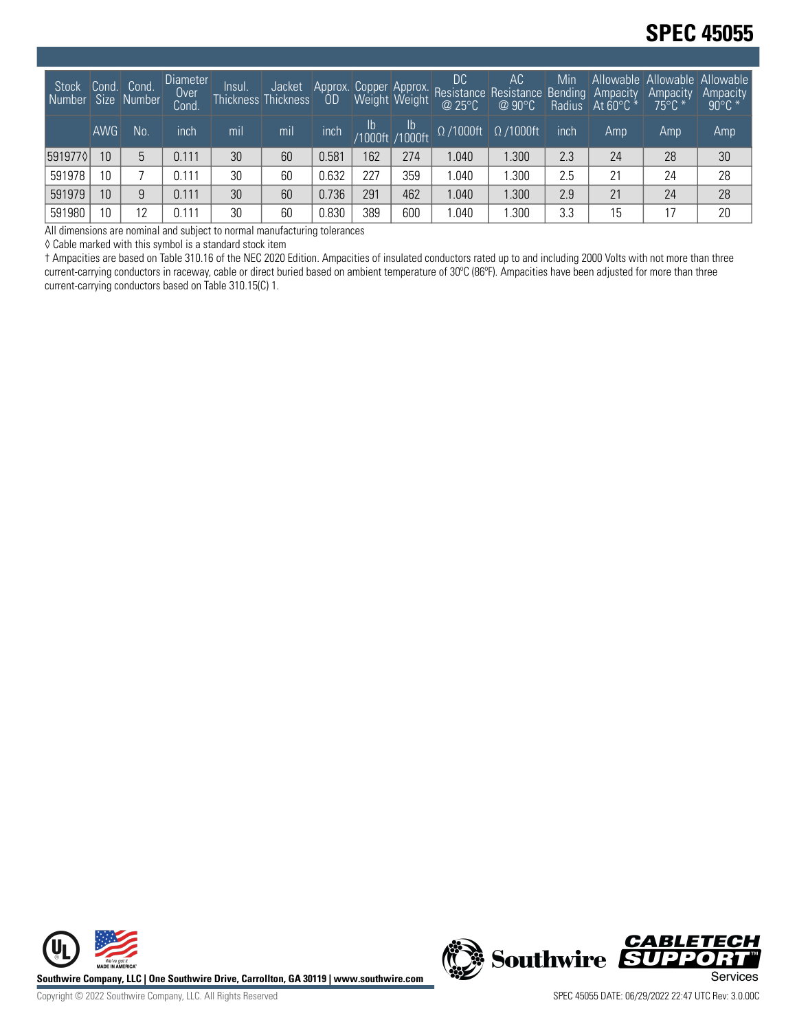# SPEC 45055

| Stock Number | Cond. Size | Cond. Number | Diameter Over Cond. | Insul. Thickness | Jacket Thickness | Approx. OD | Copper Weight | Approx. Weight | DC Resistance @ 25°C | AC Resistance @ 90°C | Min Bending Radius | Allowable Ampacity At 60°C * | Allowable Ampacity 75°C * | Allowable Ampacity 90°C * |
|---|---|---|---|---|---|---|---|---|---|---|---|---|---|---|
| | AWG | No. | inch | mil | mil | inch | lb /1000ft | lb /1000ft | Ω /1000ft | Ω /1000ft | inch | Amp | Amp | Amp |
| 591977◊ | 10 | 5 | 0.111 | 30 | 60 | 0.581 | 162 | 274 | 1.040 | 1.300 | 2.3 | 24 | 28 | 30 |
| 591978 | 10 | 7 | 0.111 | 30 | 60 | 0.632 | 227 | 359 | 1.040 | 1.300 | 2.5 | 21 | 24 | 28 |
| 591979 | 10 | 9 | 0.111 | 30 | 60 | 0.736 | 291 | 462 | 1.040 | 1.300 | 2.9 | 21 | 24 | 28 |
| 591980 | 10 | 12 | 0.111 | 30 | 60 | 0.830 | 389 | 600 | 1.040 | 1.300 | 3.3 | 15 | 17 | 20 |

All dimensions are nominal and subject to normal manufacturing tolerances

◊ Cable marked with this symbol is a standard stock item

† Ampacities are based on Table 310.16 of the NEC 2020 Edition. Ampacities of insulated conductors rated up to and including 2000 Volts with not more than three current-carrying conductors in raceway, cable or direct buried based on ambient temperature of 30ºC (86ºF). Ampacities have been adjusted for more than three current-carrying conductors based on Table 310.15(C) 1.

Southwire Company, LLC | One Southwire Drive, Carrollton, GA 30119 | www.southwire.com

Copyright © 2022 Southwire Company, LLC. All Rights Reserved

SPEC 45055 DATE: 06/29/2022 22:47 UTC Rev: 3.0.00C